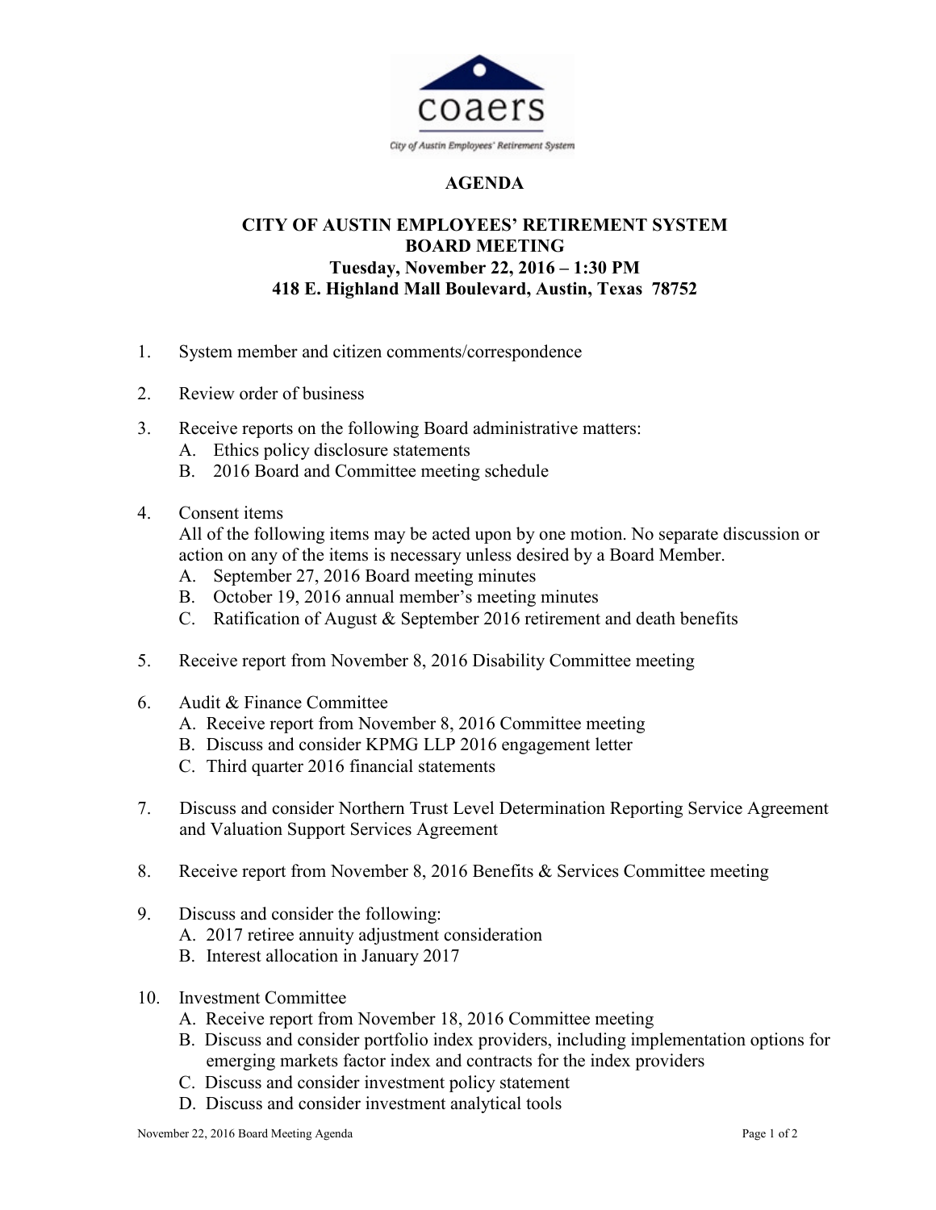coaers

City of Austin Employees' Retirement System

# AGENDA

## CITY OF AUSTIN EMPLOYEES' RETIREMENT SYSTEM
## BOARD MEETING
## Tuesday, November 22, 2016 – 1:30 PM
## 418 E. Highland Mall Boulevard, Austin, Texas 78752

1. System member and citizen comments/correspondence

2. Review order of business

3. Receive reports on the following Board administrative matters:
   A. Ethics policy disclosure statements
   B. 2016 Board and Committee meeting schedule

4. Consent items
   All of the following items may be acted upon by one motion. No separate discussion or action on any of the items is necessary unless desired by a Board Member.
   A. September 27, 2016 Board meeting minutes
   B. October 19, 2016 annual member's meeting minutes
   C. Ratification of August & September 2016 retirement and death benefits

5. Receive report from November 8, 2016 Disability Committee meeting

6. Audit & Finance Committee
   A. Receive report from November 8, 2016 Committee meeting
   B. Discuss and consider KPMG LLP 2016 engagement letter
   C. Third quarter 2016 financial statements

7. Discuss and consider Northern Trust Level Determination Reporting Service Agreement and Valuation Support Services Agreement

8. Receive report from November 8, 2016 Benefits & Services Committee meeting

9. Discuss and consider the following:
   A. 2017 retiree annuity adjustment consideration
   B. Interest allocation in January 2017

10. Investment Committee
    A. Receive report from November 18, 2016 Committee meeting
    B. Discuss and consider portfolio index providers, including implementation options for emerging markets factor index and contracts for the index providers
    C. Discuss and consider investment policy statement
    D. Discuss and consider investment analytical tools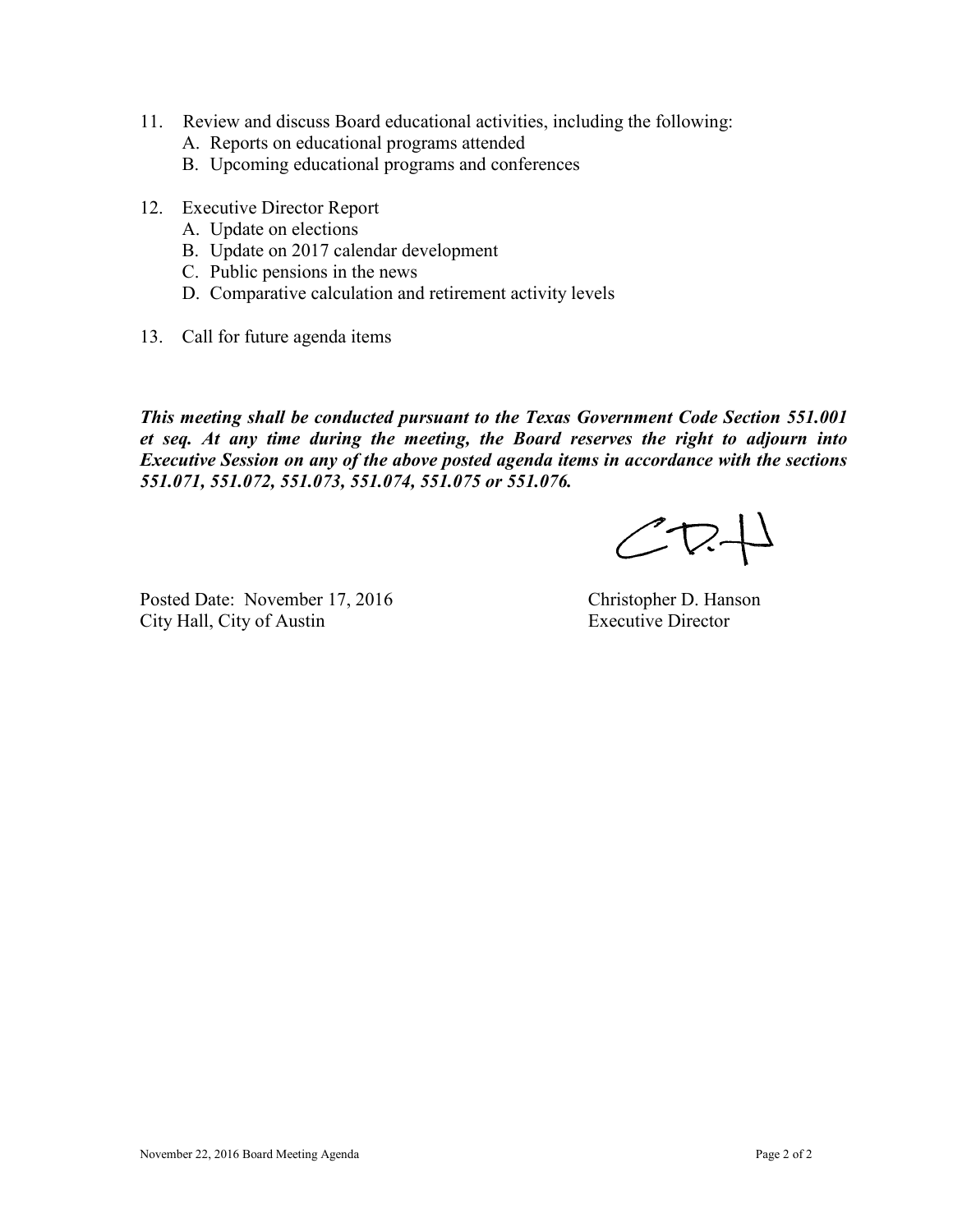11. Review and discuss Board educational activities, including the following:
    A. Reports on educational programs attended
    B. Upcoming educational programs and conferences

12. Executive Director Report
    A. Update on elections
    B. Update on 2017 calendar development
    C. Public pensions in the news
    D. Comparative calculation and retirement activity levels

13. Call for future agenda items

***This meeting shall be conducted pursuant to the Texas Government Code Section 551.001 et seq. At any time during the meeting, the Board reserves the right to adjourn into Executive Session on any of the above posted agenda items in accordance with the sections 551.071, 551.072, 551.073, 551.074, 551.075 or 551.076.***

Posted Date: November 17, 2016
City Hall, City of Austin

Christopher D. Hanson
Executive Director